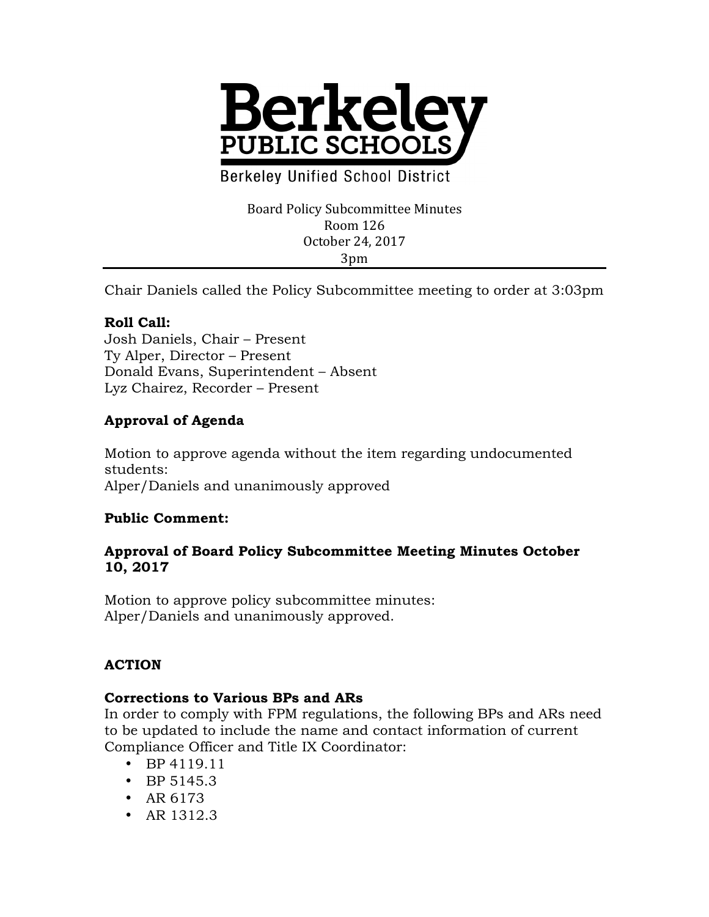Berkeley
PUBLIC SCHOOLS
Berkeley Unified School District

Board Policy Subcommittee Minutes
Room 126
October 24, 2017
3pm

---

Chair Daniels called the Policy Subcommittee meeting to order at 3:03pm

**Roll Call:**
Josh Daniels, Chair – Present
Ty Alper, Director – Present
Donald Evans, Superintendent – Absent
Lyz Chairez, Recorder – Present

**Approval of Agenda**

Motion to approve agenda without the item regarding undocumented students:
Alper/Daniels and unanimously approved

**Public Comment:**

**Approval of Board Policy Subcommittee Meeting Minutes October 10, 2017**

Motion to approve policy subcommittee minutes:
Alper/Daniels and unanimously approved.

**ACTION**

**Corrections to Various BPs and ARs**
In order to comply with FPM regulations, the following BPs and ARs need to be updated to include the name and contact information of current Compliance Officer and Title IX Coordinator:

- BP 4119.11
- BP 5145.3
- AR 6173
- AR 1312.3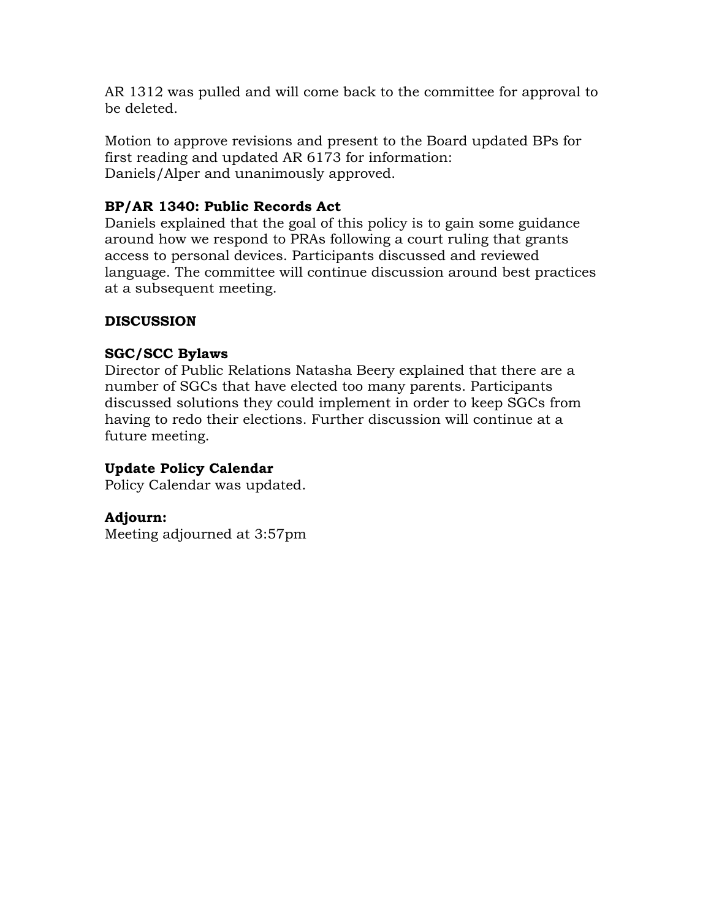AR 1312 was pulled and will come back to the committee for approval to be deleted.

Motion to approve revisions and present to the Board updated BPs for first reading and updated AR 6173 for information:
Daniels/Alper and unanimously approved.

**BP/AR 1340: Public Records Act**
Daniels explained that the goal of this policy is to gain some guidance around how we respond to PRAs following a court ruling that grants access to personal devices. Participants discussed and reviewed language. The committee will continue discussion around best practices at a subsequent meeting.

**DISCUSSION**

**SGC/SCC Bylaws**
Director of Public Relations Natasha Beery explained that there are a number of SGCs that have elected too many parents. Participants discussed solutions they could implement in order to keep SGCs from having to redo their elections. Further discussion will continue at a future meeting.

**Update Policy Calendar**
Policy Calendar was updated.

**Adjourn:**
Meeting adjourned at 3:57pm